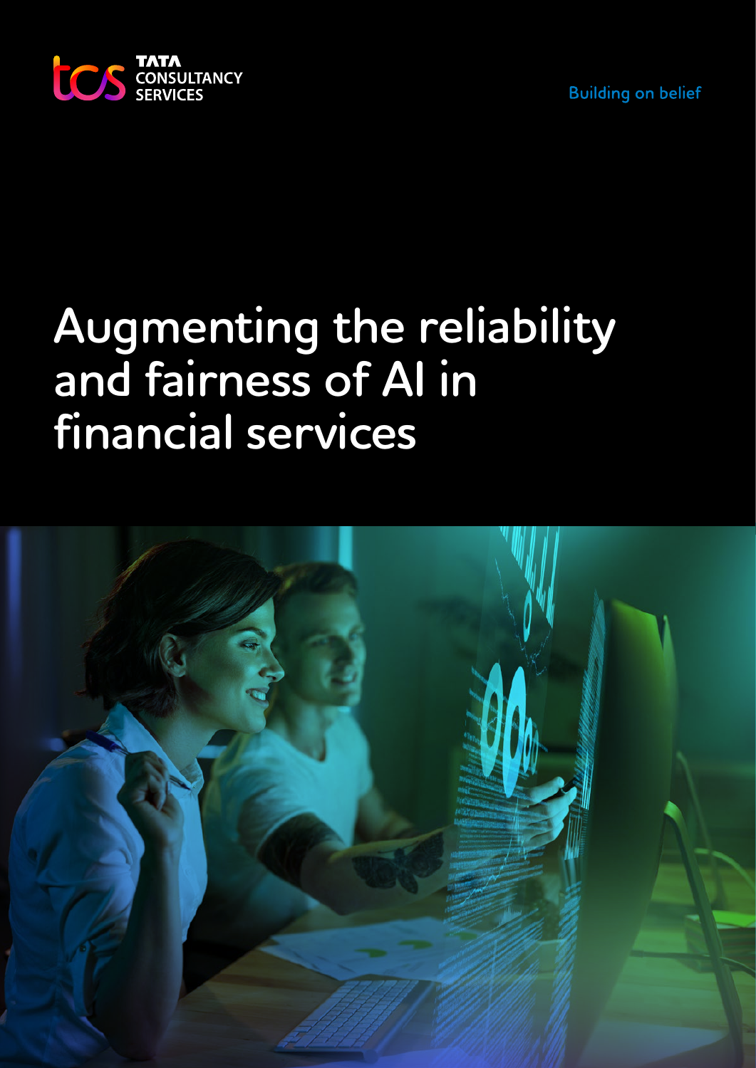TATA CONSULTANCY SERVICES

Building on belief

# Augmenting the reliability and fairness of AI in financial services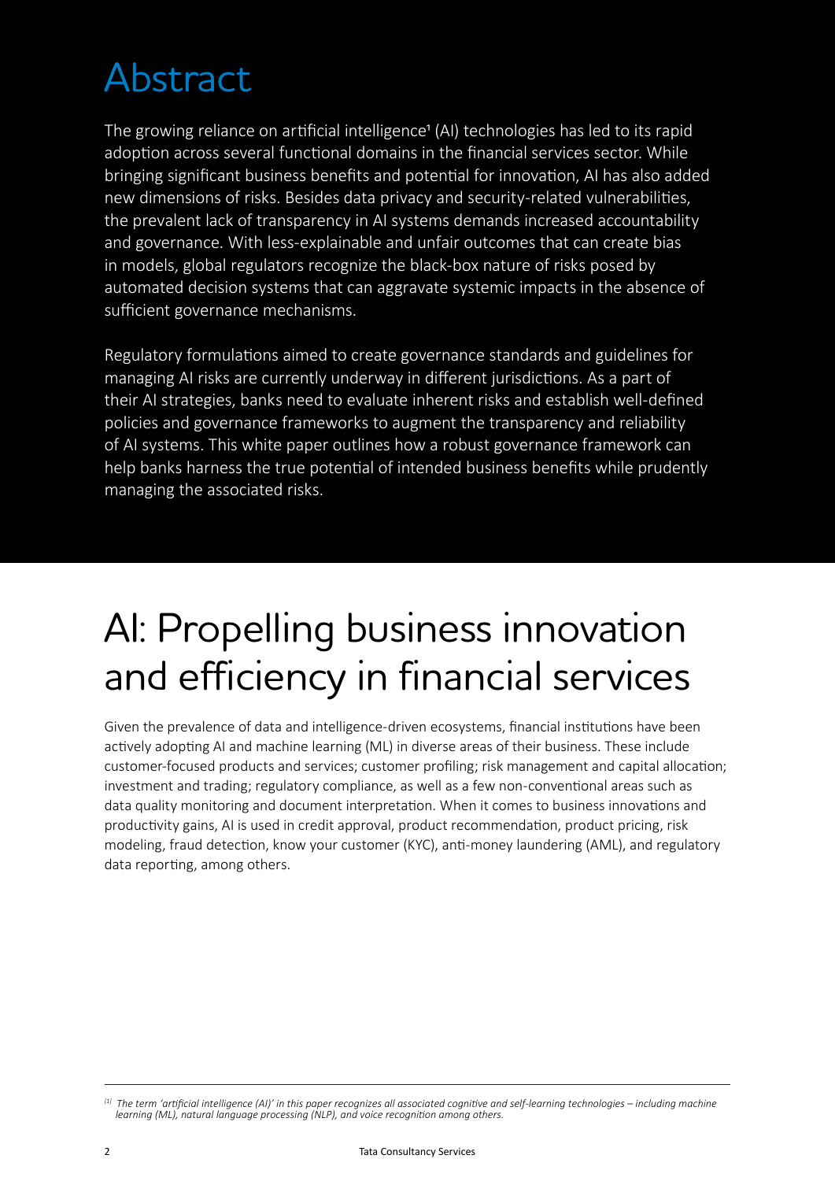# Abstract

The growing reliance on artificial intelligence[1] (AI) technologies has led to its rapid adoption across several functional domains in the financial services sector. While bringing significant business benefits and potential for innovation, AI has also added new dimensions of risks. Besides data privacy and security-related vulnerabilities, the prevalent lack of transparency in AI systems demands increased accountability and governance. With less-explainable and unfair outcomes that can create bias in models, global regulators recognize the black-box nature of risks posed by automated decision systems that can aggravate systemic impacts in the absence of sufficient governance mechanisms.

Regulatory formulations aimed to create governance standards and guidelines for managing AI risks are currently underway in different jurisdictions. As a part of their AI strategies, banks need to evaluate inherent risks and establish well-defined policies and governance frameworks to augment the transparency and reliability of AI systems. This white paper outlines how a robust governance framework can help banks harness the true potential of intended business benefits while prudently managing the associated risks.

# AI: Propelling business innovation and efficiency in financial services

Given the prevalence of data and intelligence-driven ecosystems, financial institutions have been actively adopting AI and machine learning (ML) in diverse areas of their business. These include customer-focused products and services; customer profiling; risk management and capital allocation; investment and trading; regulatory compliance, as well as a few non-conventional areas such as data quality monitoring and document interpretation. When it comes to business innovations and productivity gains, AI is used in credit approval, product recommendation, product pricing, risk modeling, fraud detection, know your customer (KYC), anti-money laundering (AML), and regulatory data reporting, among others.

---

*[1] The term 'artificial intelligence (AI)' in this paper recognizes all associated cognitive and self-learning technologies – including machine learning (ML), natural language processing (NLP), and voice recognition among others.*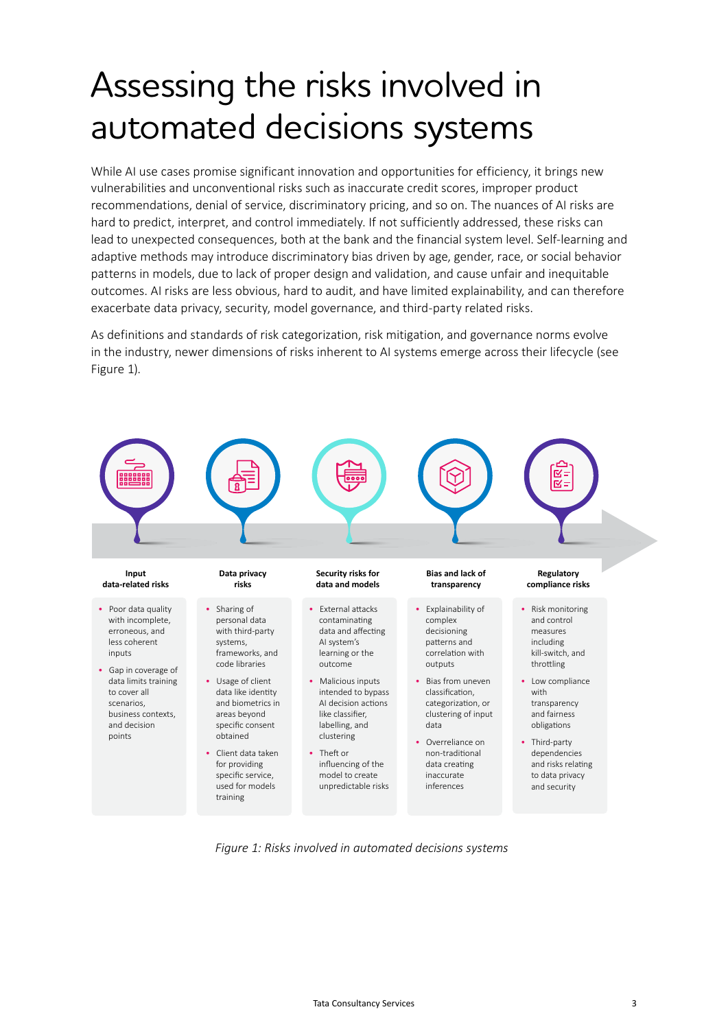# Assessing the risks involved in automated decisions systems

While AI use cases promise significant innovation and opportunities for efficiency, it brings new vulnerabilities and unconventional risks such as inaccurate credit scores, improper product recommendations, denial of service, discriminatory pricing, and so on. The nuances of AI risks are hard to predict, interpret, and control immediately. If not sufficiently addressed, these risks can lead to unexpected consequences, both at the bank and the financial system level. Self-learning and adaptive methods may introduce discriminatory bias driven by age, gender, race, or social behavior patterns in models, due to lack of proper design and validation, and cause unfair and inequitable outcomes. AI risks are less obvious, hard to audit, and have limited explainability, and can therefore exacerbate data privacy, security, model governance, and third-party related risks.

As definitions and standards of risk categorization, risk mitigation, and governance norms evolve in the industry, newer dimensions of risks inherent to AI systems emerge across their lifecycle (see Figure 1).

**Input data-related risks**

- Poor data quality with incomplete, erroneous, and less coherent inputs
- Gap in coverage of data limits training to cover all scenarios, business contexts, and decision points

**Data privacy risks**

- Sharing of personal data with third-party systems, frameworks, and code libraries
- Usage of client data like identity and biometrics in areas beyond specific consent obtained
- Client data taken for providing specific service, used for models training

**Security risks for data and models**

- External attacks contaminating data and affecting AI system's learning or the outcome
- Malicious inputs intended to bypass AI decision actions like classifier, labelling, and clustering
- Theft or influencing of the model to create unpredictable risks

**Bias and lack of transparency**

- Explainability of complex decisioning patterns and correlation with outputs
- Bias from uneven classification, categorization, or clustering of input data
- Overreliance on non-traditional data creating inaccurate inferences

**Regulatory compliance risks**

- Risk monitoring and control measures including kill-switch, and throttling
- Low compliance with transparency and fairness obligations
- Third-party dependencies and risks relating to data privacy and security

*Figure 1: Risks involved in automated decisions systems*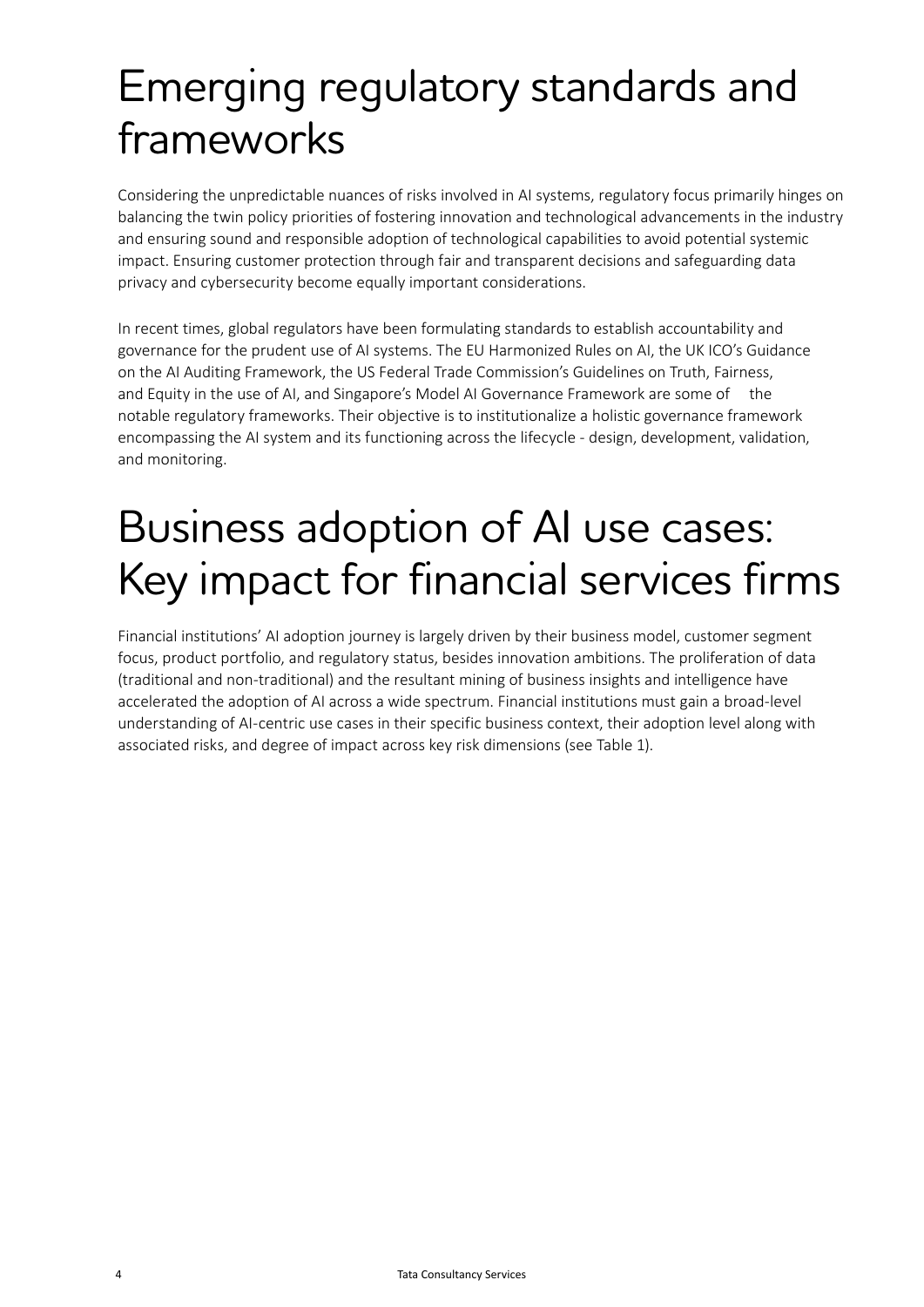# Emerging regulatory standards and frameworks

Considering the unpredictable nuances of risks involved in AI systems, regulatory focus primarily hinges on balancing the twin policy priorities of fostering innovation and technological advancements in the industry and ensuring sound and responsible adoption of technological capabilities to avoid potential systemic impact. Ensuring customer protection through fair and transparent decisions and safeguarding data privacy and cybersecurity become equally important considerations.

In recent times, global regulators have been formulating standards to establish accountability and governance for the prudent use of AI systems. The EU Harmonized Rules on AI, the UK ICO's Guidance on the AI Auditing Framework, the US Federal Trade Commission's Guidelines on Truth, Fairness, and Equity in the use of AI, and Singapore's Model AI Governance Framework are some of the notable regulatory frameworks. Their objective is to institutionalize a holistic governance framework encompassing the AI system and its functioning across the lifecycle - design, development, validation, and monitoring.

# Business adoption of AI use cases: Key impact for financial services firms

Financial institutions' AI adoption journey is largely driven by their business model, customer segment focus, product portfolio, and regulatory status, besides innovation ambitions. The proliferation of data (traditional and non-traditional) and the resultant mining of business insights and intelligence have accelerated the adoption of AI across a wide spectrum. Financial institutions must gain a broad-level understanding of AI-centric use cases in their specific business context, their adoption level along with associated risks, and degree of impact across key risk dimensions (see Table 1).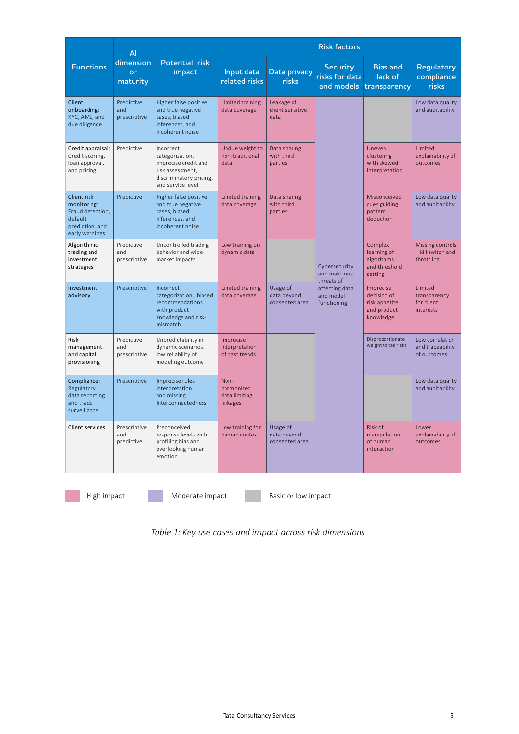| Functions | AI dimension or maturity | Potential risk impact | Risk factors | | | | |
|---|---|---|---|---|---|---|---|
| | | | Input data related risks | Data privacy risks | Security risks for data and models | Bias and lack of transparency | Regulatory compliance risks |
| **Client onboarding:** KYC, AML, and due diligence | Predictive and prescriptive | Higher false positive and true negative cases, biased inferences, and incoherent noise | Limited training data coverage | Leakage of client sensitive data | Cybersecurity and malicious threats of affecting data and model functioning | | Low data quality and auditability |
| **Credit appraisal:** Credit scoring, loan approval, and pricing | Predictive | Incorrect categorization, imprecise credit and risk assessment, discriminatory pricing, and service level | Undue weight to non-traditional data | Data sharing with third parties | | Uneven clustering with skewed interpretation | Limited explainability of outcomes |
| **Client risk monitoring:** Fraud detection, default prediction, and early warnings | Predictive | Higher false positive and true negative cases, biased inferences, and incoherent noise | Limited training data coverage | Data sharing with third parties | | Misconceived cues guiding pattern deduction | Low data quality and auditability |
| **Algorithmic trading and investment strategies** | Predictive and prescriptive | Uncontrolled trading behavior and wide-market impacts | Low training on dynamic data | | | Complex learning of algorithms and threshold setting | Missing controls – kill switch and throttling |
| **Investment advisory** | Prescriptive | Incorrect categorization, biased recommendations with product knowledge and risk-mismatch | Limited training data coverage | Usage of data beyond consented area | | Imprecise decision of risk appetite and product knowledge | Limited transparency for client interests |
| **Risk management and capital provisioning** | Predictive and prescriptive | Unpredictability in dynamic scenarios, low reliability of modeling outcome | Imprecise interpretation of past trends | | | Disproportionate weight to tail risks | Low correlation and traceability of outcomes |
| **Compliance:** Regulatory data reporting and trade surveillance | Prescriptive | Imprecise rules interpretation and missing Interconnectedness | Non-harmonized data limiting linkages | | | | Low data quality and auditability |
| Client services | Prescriptive and predictive | Preconceived response levels with profiling bias and overlooking human emotion | Low training for human context | Usage of data beyond consented area | | Risk of manipulation of human interaction | Lower explainability of outcomes |

High impact | Moderate impact | Basic or low impact

*Table 1: Key use cases and impact across risk dimensions*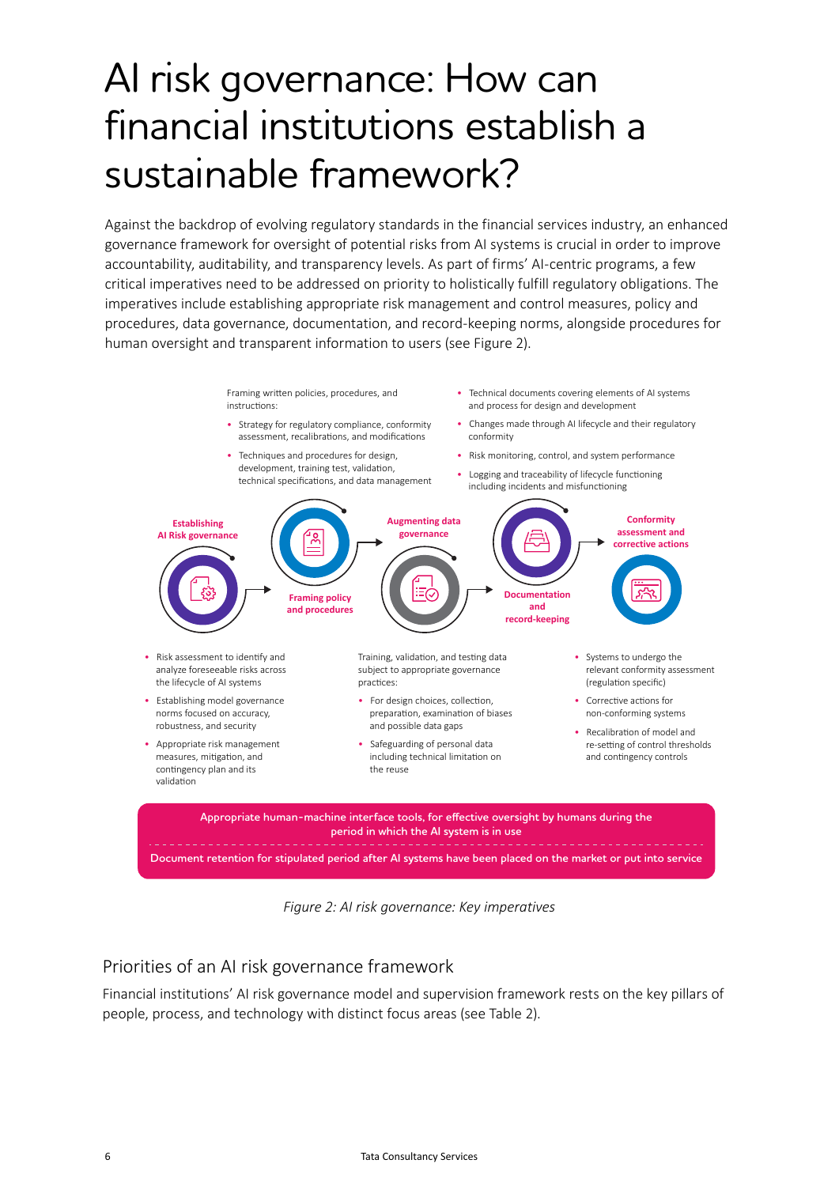# AI risk governance: How can financial institutions establish a sustainable framework?

Against the backdrop of evolving regulatory standards in the financial services industry, an enhanced governance framework for oversight of potential risks from AI systems is crucial in order to improve accountability, auditability, and transparency levels. As part of firms' AI-centric programs, a few critical imperatives need to be addressed on priority to holistically fulfill regulatory obligations. The imperatives include establishing appropriate risk management and control measures, policy and procedures, data governance, documentation, and record-keeping norms, alongside procedures for human oversight and transparent information to users (see Figure 2).

**Establishing AI Risk governance**

- Risk assessment to identify and analyze foreseeable risks across the lifecycle of AI systems
- Establishing model governance norms focused on accuracy, robustness, and security
- Appropriate risk management measures, mitigation, and contingency plan and its validation

**Framing policy and procedures**

Framing written policies, procedures, and instructions:

- Strategy for regulatory compliance, conformity assessment, recalibrations, and modifications
- Techniques and procedures for design, development, training test, validation, technical specifications, and data management

**Augmenting data governance**

Training, validation, and testing data subject to appropriate governance practices:

- For design choices, collection, preparation, examination of biases and possible data gaps
- Safeguarding of personal data including technical limitation on the reuse

**Documentation and record-keeping**

- Technical documents covering elements of AI systems and process for design and development
- Changes made through AI lifecycle and their regulatory conformity
- Risk monitoring, control, and system performance
- Logging and traceability of lifecycle functioning including incidents and misfunctioning

**Conformity assessment and corrective actions**

- Systems to undergo the relevant conformity assessment (regulation specific)
- Corrective actions for non-conforming systems
- Recalibration of model and re-setting of control thresholds and contingency controls

Appropriate human-machine interface tools, for effective oversight by humans during the period in which the AI system is in use

Document retention for stipulated period after AI systems have been placed on the market or put into service

*Figure 2: AI risk governance: Key imperatives*

## Priorities of an AI risk governance framework

Financial institutions' AI risk governance model and supervision framework rests on the key pillars of people, process, and technology with distinct focus areas (see Table 2).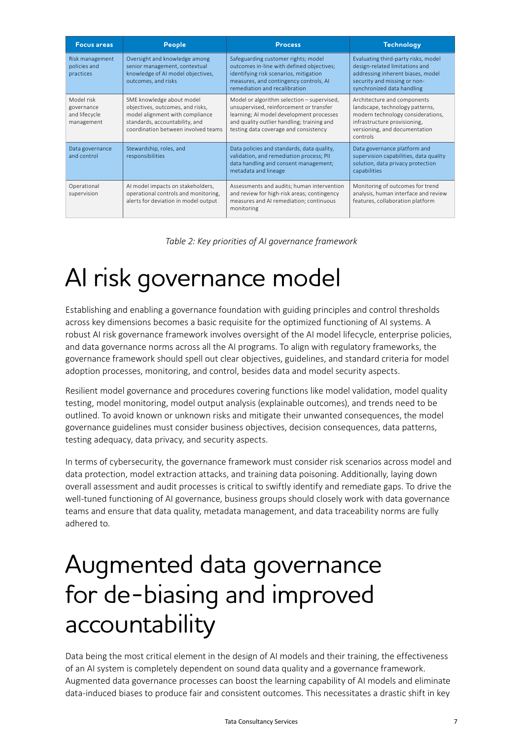| Focus areas | People | Process | Technology |
|---|---|---|---|
| Risk management policies and practices | Oversight and knowledge among senior management, contextual knowledge of AI model objectives, outcomes, and risks | Safeguarding customer rights; model outcomes in-line with defined objectives; identifying risk scenarios, mitigation measures, and contingency controls, AI remediation and recalibration | Evaluating third-party risks, model design-related limitations and addressing inherent biases, model security and missing or non-synchronized data handling |
| Model risk governance and lifecycle management | SME knowledge about model objectives, outcomes, and risks, model alignment with compliance standards, accountability, and coordination between involved teams | Model or algorithm selection – supervised, unsupervised, reinforcement or transfer learning; AI model development processes and quality outlier handling; training and testing data coverage and consistency | Architecture and components landscape, technology patterns, modern technology considerations, infrastructure provisioning, versioning, and documentation controls |
| Data governance and control | Stewardship, roles, and responsibilities | Data policies and standards, data quality, validation, and remediation process; PII data handling and consent management; metadata and lineage | Data governance platform and supervision capabilities, data quality solution, data privacy protection capabilities |
| Operational supervision | AI model impacts on stakeholders, operational controls and monitoring, alerts for deviation in model output | Assessments and audits; human intervention and review for high-risk areas; contingency measures and AI remediation; continuous monitoring | Monitoring of outcomes for trend analysis, human interface and review features, collaboration platform |

*Table 2: Key priorities of AI governance framework*

# AI risk governance model

Establishing and enabling a governance foundation with guiding principles and control thresholds across key dimensions becomes a basic requisite for the optimized functioning of AI systems. A robust AI risk governance framework involves oversight of the AI model lifecycle, enterprise policies, and data governance norms across all the AI programs. To align with regulatory frameworks, the governance framework should spell out clear objectives, guidelines, and standard criteria for model adoption processes, monitoring, and control, besides data and model security aspects.

Resilient model governance and procedures covering functions like model validation, model quality testing, model monitoring, model output analysis (explainable outcomes), and trends need to be outlined. To avoid known or unknown risks and mitigate their unwanted consequences, the model governance guidelines must consider business objectives, decision consequences, data patterns, testing adequacy, data privacy, and security aspects.

In terms of cybersecurity, the governance framework must consider risk scenarios across model and data protection, model extraction attacks, and training data poisoning. Additionally, laying down overall assessment and audit processes is critical to swiftly identify and remediate gaps. To drive the well-tuned functioning of AI governance, business groups should closely work with data governance teams and ensure that data quality, metadata management, and data traceability norms are fully adhered to.

# Augmented data governance for de-biasing and improved accountability

Data being the most critical element in the design of AI models and their training, the effectiveness of an AI system is completely dependent on sound data quality and a governance framework. Augmented data governance processes can boost the learning capability of AI models and eliminate data-induced biases to produce fair and consistent outcomes. This necessitates a drastic shift in key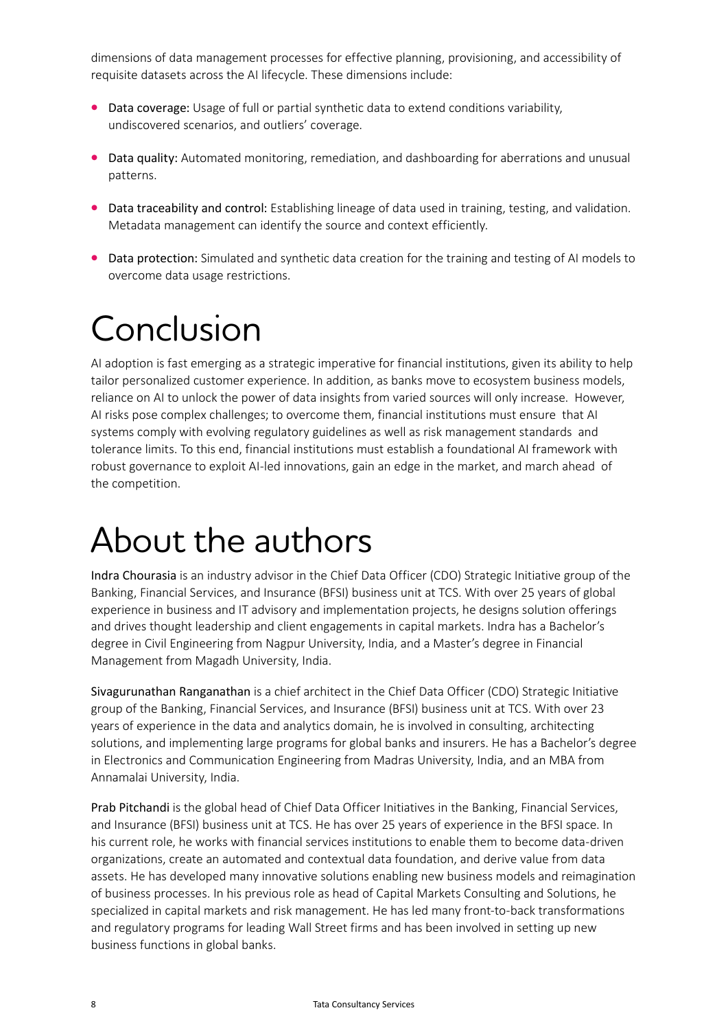dimensions of data management processes for effective planning, provisioning, and accessibility of requisite datasets across the AI lifecycle. These dimensions include:

- Data coverage: Usage of full or partial synthetic data to extend conditions variability, undiscovered scenarios, and outliers' coverage.
- Data quality: Automated monitoring, remediation, and dashboarding for aberrations and unusual patterns.
- Data traceability and control: Establishing lineage of data used in training, testing, and validation. Metadata management can identify the source and context efficiently.
- Data protection: Simulated and synthetic data creation for the training and testing of AI models to overcome data usage restrictions.

# Conclusion

AI adoption is fast emerging as a strategic imperative for financial institutions, given its ability to help tailor personalized customer experience. In addition, as banks move to ecosystem business models, reliance on AI to unlock the power of data insights from varied sources will only increase. However, AI risks pose complex challenges; to overcome them, financial institutions must ensure that AI systems comply with evolving regulatory guidelines as well as risk management standards and tolerance limits. To this end, financial institutions must establish a foundational AI framework with robust governance to exploit AI-led innovations, gain an edge in the market, and march ahead of the competition.

# About the authors

Indra Chourasia is an industry advisor in the Chief Data Officer (CDO) Strategic Initiative group of the Banking, Financial Services, and Insurance (BFSI) business unit at TCS. With over 25 years of global experience in business and IT advisory and implementation projects, he designs solution offerings and drives thought leadership and client engagements in capital markets. Indra has a Bachelor's degree in Civil Engineering from Nagpur University, India, and a Master's degree in Financial Management from Magadh University, India.

Sivagurunathan Ranganathan is a chief architect in the Chief Data Officer (CDO) Strategic Initiative group of the Banking, Financial Services, and Insurance (BFSI) business unit at TCS. With over 23 years of experience in the data and analytics domain, he is involved in consulting, architecting solutions, and implementing large programs for global banks and insurers. He has a Bachelor's degree in Electronics and Communication Engineering from Madras University, India, and an MBA from Annamalai University, India.

Prab Pitchandi is the global head of Chief Data Officer Initiatives in the Banking, Financial Services, and Insurance (BFSI) business unit at TCS. He has over 25 years of experience in the BFSI space. In his current role, he works with financial services institutions to enable them to become data-driven organizations, create an automated and contextual data foundation, and derive value from data assets. He has developed many innovative solutions enabling new business models and reimagination of business processes. In his previous role as head of Capital Markets Consulting and Solutions, he specialized in capital markets and risk management. He has led many front-to-back transformations and regulatory programs for leading Wall Street firms and has been involved in setting up new business functions in global banks.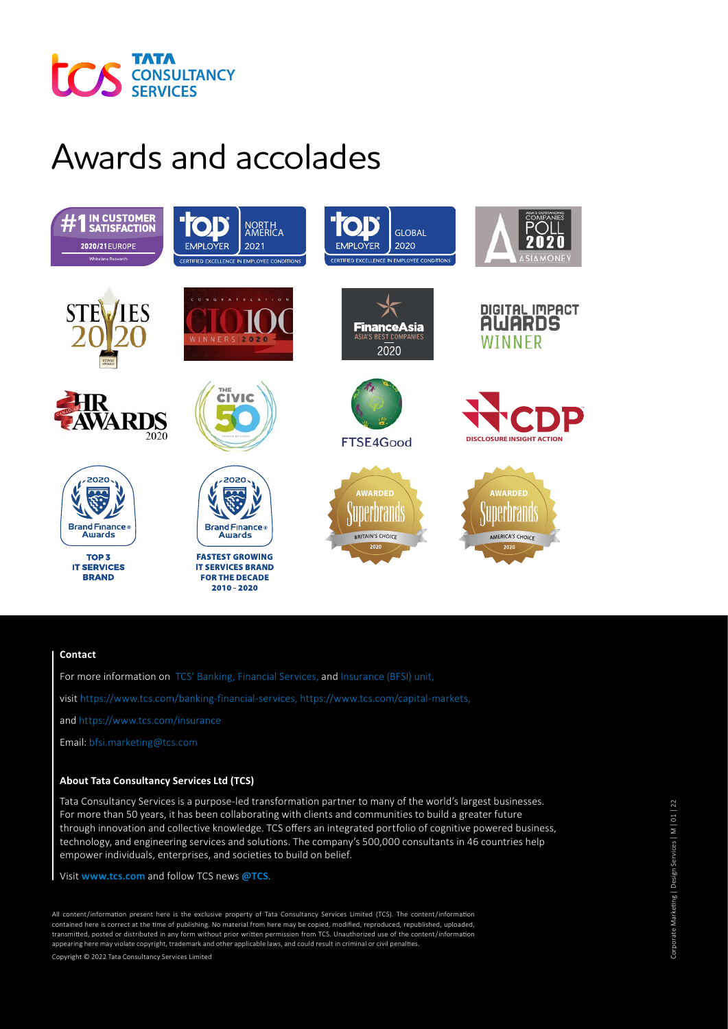# Awards and accolades

#1 IN CUSTOMER SATISFACTION 2020/21 EUROPE Whitelane Research

top EMPLOYER NORTH AMERICA 2021 CERTIFIED EXCELLENCE IN EMPLOYEE CONDITIONS

top EMPLOYER GLOBAL 2020 CERTIFIED EXCELLENCE IN EMPLOYEE CONDITIONS

ASIA'S OUTSTANDING COMPANIES POLL 2020 ASIAMONEY

STEVIES 2020

CONGRATULATION CIO100 WINNERS 2020

FinanceAsia ASIA'S BEST COMPANIES 2020

DIGITAL IMPACT AWARDS WINNER

CANADIAN HR AWARDS 2020

THE CIVIC 50

FTSE4Good

CDP DISCLOSURE INSIGHT ACTION

2020 Brand Finance® Awards TOP 3 IT SERVICES BRAND

2020 Brand Finance® Awards FASTEST GROWING IT SERVICES BRAND FOR THE DECADE 2010 - 2020

AWARDED Superbrands BRITAIN'S CHOICE 2020

AWARDED Superbrands AMERICA'S CHOICE 2020

**Contact**

For more information on TCS' Banking, Financial Services, and Insurance (BFSI) unit,

visit https://www.tcs.com/banking-financial-services, https://www.tcs.com/capital-markets,

and https://www.tcs.com/insurance

Email: bfsi.marketing@tcs.com

**About Tata Consultancy Services Ltd (TCS)**

Tata Consultancy Services is a purpose-led transformation partner to many of the world's largest businesses. For more than 50 years, it has been collaborating with clients and communities to build a greater future through innovation and collective knowledge. TCS offers an integrated portfolio of cognitive powered business, technology, and engineering services and solutions. The company's 500,000 consultants in 46 countries help empower individuals, enterprises, and societies to build on belief.

Visit **www.tcs.com** and follow TCS news **@TCS**.

All content/information present here is the exclusive property of Tata Consultancy Services Limited (TCS). The content/information contained here is correct at the time of publishing. No material from here may be copied, modified, reproduced, republished, uploaded, transmitted, posted or distributed in any form without prior written permission from TCS. Unauthorized use of the content/information appearing here may violate copyright, trademark and other applicable laws, and could result in criminal or civil penalties.

Copyright © 2022 Tata Consultancy Services Limited

Corporate Marketing | Design Services | M | 01 | 22